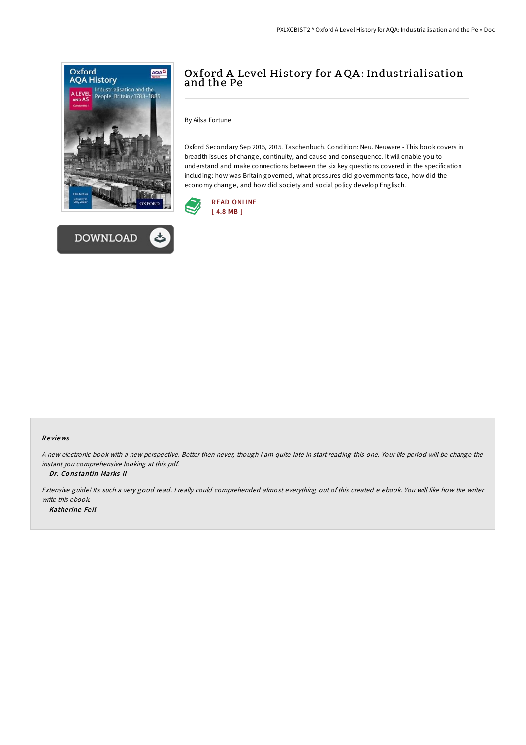# Oxford A Level History for AQA: Industrialisation and the Pe

By Ailsa Fortune

Oxford Secondary Sep 2015, 2015. Taschenbuch. Condition: Neu. Neuware - This book covers in breadth issues of change, continuity, and cause and consequence. It will enable you to understand and make connections between the six key questions covered in the specification including: how was Britain governed, what pressures did governments face, how did the economy change, and how did society and social policy develop Englisch.

READ ONLINE
[ 4.8 MB ]

DOWNLOAD

## Reviews

*A new electronic book with a new perspective. Better then never, though i am quite late in start reading this one. Your life period will be change the instant you comprehensive looking at this pdf.*

-- ***Dr. Constantin Marks II***

*Extensive guide! Its such a very good read. I really could comprehended almost everything out of this created e ebook. You will like how the writer write this ebook.*

-- ***Katherine Feil***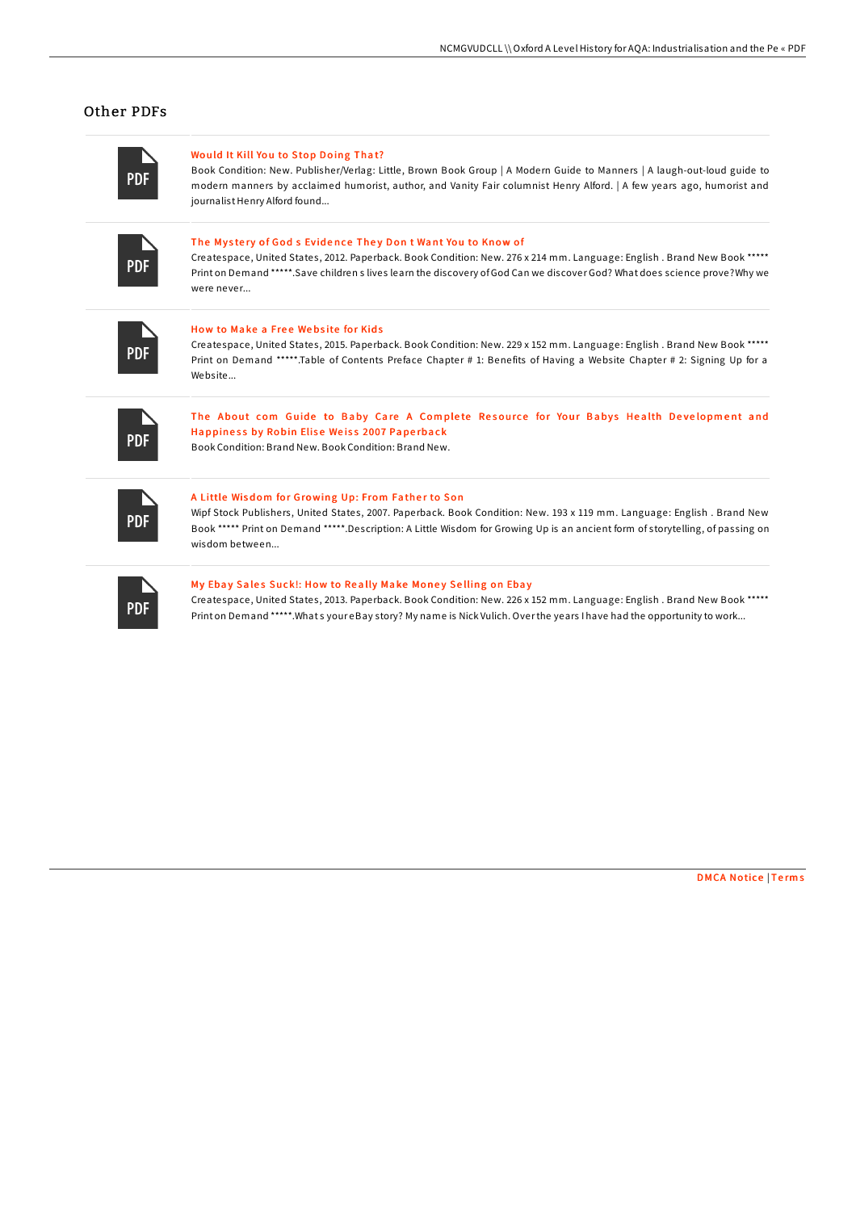## Other PDFs

**Would It Kill You to Stop Doing That?**

Book Condition: New. Publisher/Verlag: Little, Brown Book Group | A Modern Guide to Manners | A laugh-out-loud guide to modern manners by acclaimed humorist, author, and Vanity Fair columnist Henry Alford. | A few years ago, humorist and journalist Henry Alford found...

**The Mystery of God s Evidence They Don t Want You to Know of**

Createspace, United States, 2012. Paperback. Book Condition: New. 276 x 214 mm. Language: English . Brand New Book ***** Print on Demand *****.Save children s lives learn the discovery of God Can we discover God? What does science prove? Why we were never...

**How to Make a Free Website for Kids**

Createspace, United States, 2015. Paperback. Book Condition: New. 229 x 152 mm. Language: English . Brand New Book ***** Print on Demand *****.Table of Contents Preface Chapter # 1: Benefits of Having a Website Chapter # 2: Signing Up for a Website...

**The About com Guide to Baby Care A Complete Resource for Your Babys Health Development and Happiness by Robin Elise Weiss 2007 Paperback**

Book Condition: Brand New. Book Condition: Brand New.

**A Little Wisdom for Growing Up: From Father to Son**

Wipf Stock Publishers, United States, 2007. Paperback. Book Condition: New. 193 x 119 mm. Language: English . Brand New Book ***** Print on Demand *****.Description: A Little Wisdom for Growing Up is an ancient form of storytelling, of passing on wisdom between...

**My Ebay Sales Suck!: How to Really Make Money Selling on Ebay**

Createspace, United States, 2013. Paperback. Book Condition: New. 226 x 152 mm. Language: English . Brand New Book ***** Print on Demand *****.What s your eBay story? My name is Nick Vulich. Over the years I have had the opportunity to work...